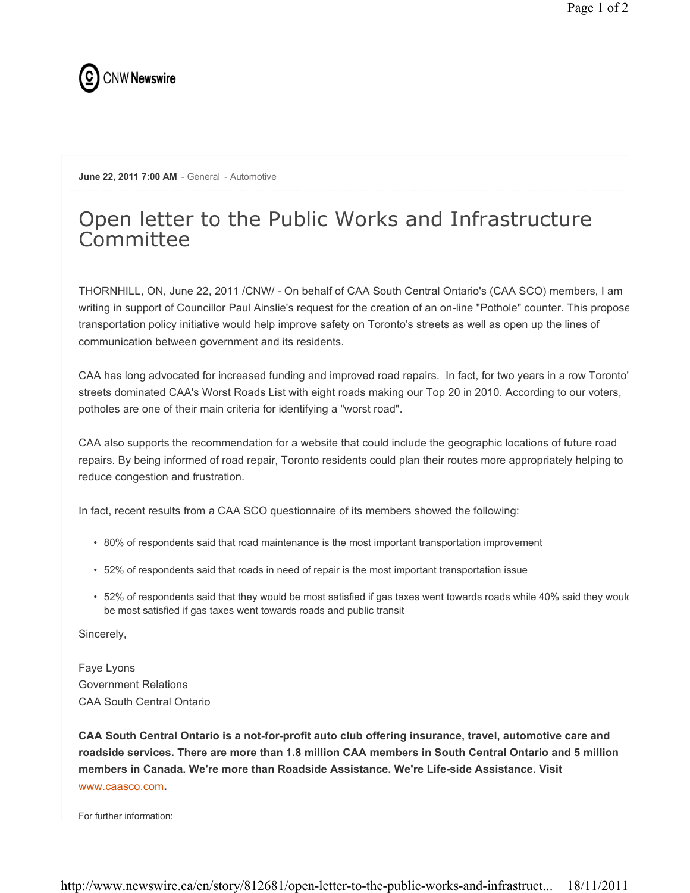CNW Newswire

**June 22, 2011 7:00 AM** - General - Automotive

# Open letter to the Public Works and Infrastructure Committee

THORNHILL, ON, June 22, 2011 /CNW/ - On behalf of CAA South Central Ontario's (CAA SCO) members, I am writing in support of Councillor Paul Ainslie's request for the creation of an on-line "Pothole" counter. This propose transportation policy initiative would help improve safety on Toronto's streets as well as open up the lines of communication between government and its residents.

CAA has long advocated for increased funding and improved road repairs. In fact, for two years in a row Toronto' streets dominated CAA's Worst Roads List with eight roads making our Top 20 in 2010. According to our voters, potholes are one of their main criteria for identifying a "worst road".

CAA also supports the recommendation for a website that could include the geographic locations of future road repairs. By being informed of road repair, Toronto residents could plan their routes more appropriately helping to reduce congestion and frustration.

In fact, recent results from a CAA SCO questionnaire of its members showed the following:

- 80% of respondents said that road maintenance is the most important transportation improvement
- 52% of respondents said that roads in need of repair is the most important transportation issue
- 52% of respondents said that they would be most satisfied if gas taxes went towards roads while 40% said they would be most satisfied if gas taxes went towards roads and public transit

Sincerely,

Faye Lyons
Government Relations
CAA South Central Ontario

**CAA South Central Ontario is a not-for-profit auto club offering insurance, travel, automotive care and roadside services. There are more than 1.8 million CAA members in South Central Ontario and 5 million members in Canada. We're more than Roadside Assistance. We're Life-side Assistance. Visit www.caasco.com.**

For further information: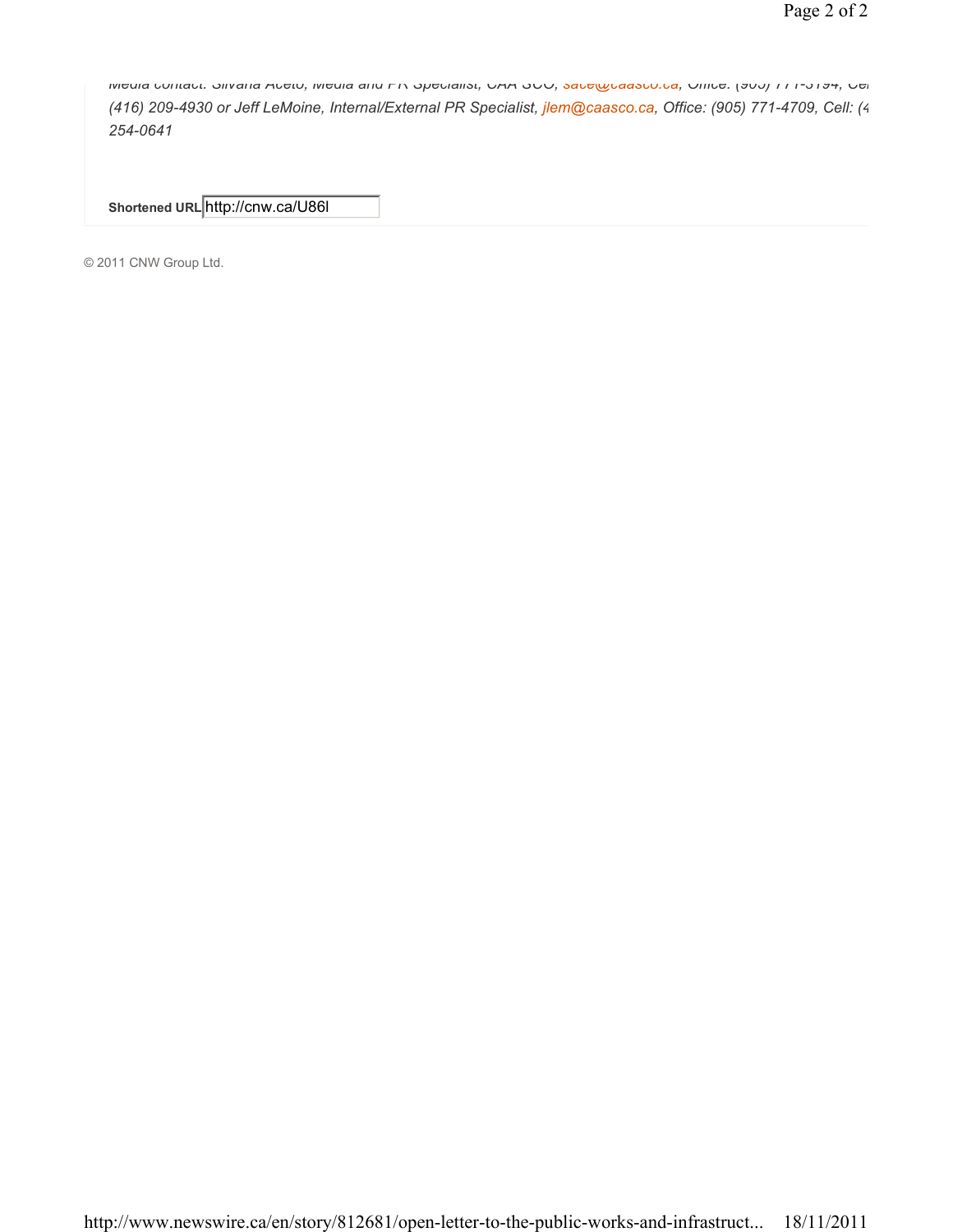*Media contact: Silvana Aceto, Media and PR Specialist, CAA SCO, sace@caasco.ca, Office: (905) 771-3194, Cell: (416) 209-4930 or Jeff LeMoine, Internal/External PR Specialist, jlem@caasco.ca, Office: (905) 771-4709, Cell: (4 254-0641*

**Shortened URL** http://cnw.ca/U86l

© 2011 CNW Group Ltd.